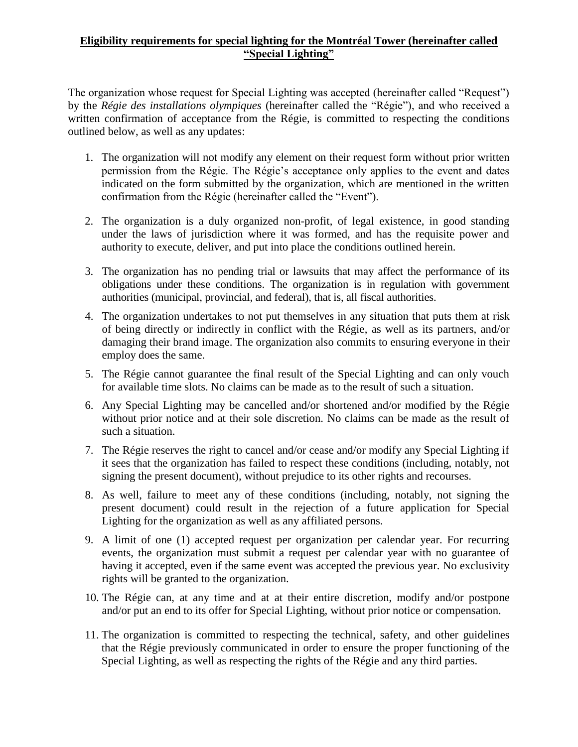**Eligibility requirements for special lighting for the Montréal Tower (hereinafter called "Special Lighting"**

The organization whose request for Special Lighting was accepted (hereinafter called "Request") by the *Régie des installations olympiques* (hereinafter called the "Régie"), and who received a written confirmation of acceptance from the Régie, is committed to respecting the conditions outlined below, as well as any updates:

1. The organization will not modify any element on their request form without prior written permission from the Régie. The Régie's acceptance only applies to the event and dates indicated on the form submitted by the organization, which are mentioned in the written confirmation from the Régie (hereinafter called the "Event").

2. The organization is a duly organized non-profit, of legal existence, in good standing under the laws of jurisdiction where it was formed, and has the requisite power and authority to execute, deliver, and put into place the conditions outlined herein.

3. The organization has no pending trial or lawsuits that may affect the performance of its obligations under these conditions. The organization is in regulation with government authorities (municipal, provincial, and federal), that is, all fiscal authorities.

4. The organization undertakes to not put themselves in any situation that puts them at risk of being directly or indirectly in conflict with the Régie, as well as its partners, and/or damaging their brand image. The organization also commits to ensuring everyone in their employ does the same.

5. The Régie cannot guarantee the final result of the Special Lighting and can only vouch for available time slots. No claims can be made as to the result of such a situation.

6. Any Special Lighting may be cancelled and/or shortened and/or modified by the Régie without prior notice and at their sole discretion. No claims can be made as the result of such a situation.

7. The Régie reserves the right to cancel and/or cease and/or modify any Special Lighting if it sees that the organization has failed to respect these conditions (including, notably, not signing the present document), without prejudice to its other rights and recourses.

8. As well, failure to meet any of these conditions (including, notably, not signing the present document) could result in the rejection of a future application for Special Lighting for the organization as well as any affiliated persons.

9. A limit of one (1) accepted request per organization per calendar year. For recurring events, the organization must submit a request per calendar year with no guarantee of having it accepted, even if the same event was accepted the previous year. No exclusivity rights will be granted to the organization.

10. The Régie can, at any time and at at their entire discretion, modify and/or postpone and/or put an end to its offer for Special Lighting, without prior notice or compensation.

11. The organization is committed to respecting the technical, safety, and other guidelines that the Régie previously communicated in order to ensure the proper functioning of the Special Lighting, as well as respecting the rights of the Régie and any third parties.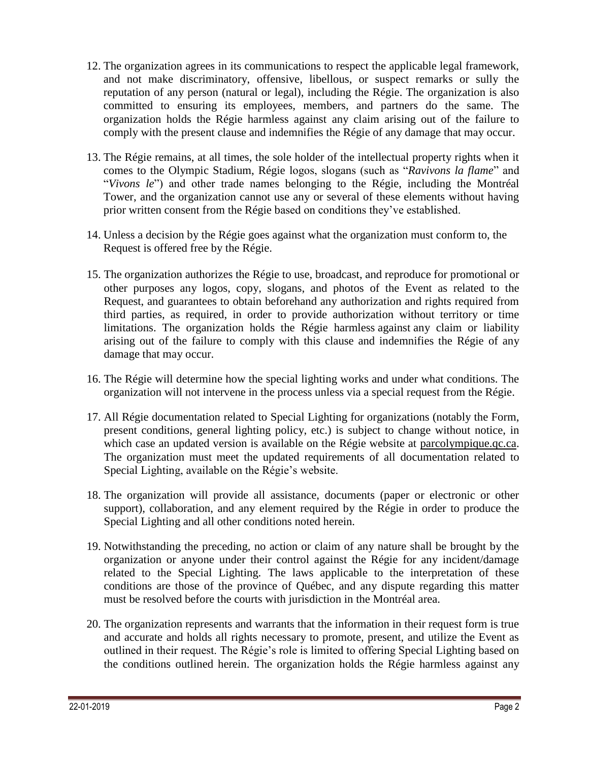12. The organization agrees in its communications to respect the applicable legal framework, and not make discriminatory, offensive, libellous, or suspect remarks or sully the reputation of any person (natural or legal), including the Régie. The organization is also committed to ensuring its employees, members, and partners do the same. The organization holds the Régie harmless against any claim arising out of the failure to comply with the present clause and indemnifies the Régie of any damage that may occur.

13. The Régie remains, at all times, the sole holder of the intellectual property rights when it comes to the Olympic Stadium, Régie logos, slogans (such as "*Ravivons la flame*" and "*Vivons le*") and other trade names belonging to the Régie, including the Montréal Tower, and the organization cannot use any or several of these elements without having prior written consent from the Régie based on conditions they've established.

14. Unless a decision by the Régie goes against what the organization must conform to, the Request is offered free by the Régie.

15. The organization authorizes the Régie to use, broadcast, and reproduce for promotional or other purposes any logos, copy, slogans, and photos of the Event as related to the Request, and guarantees to obtain beforehand any authorization and rights required from third parties, as required, in order to provide authorization without territory or time limitations. The organization holds the Régie harmless against any claim or liability arising out of the failure to comply with this clause and indemnifies the Régie of any damage that may occur.

16. The Régie will determine how the special lighting works and under what conditions. The organization will not intervene in the process unless via a special request from the Régie.

17. All Régie documentation related to Special Lighting for organizations (notably the Form, present conditions, general lighting policy, etc.) is subject to change without notice, in which case an updated version is available on the Régie website at parcolympique.qc.ca. The organization must meet the updated requirements of all documentation related to Special Lighting, available on the Régie's website.

18. The organization will provide all assistance, documents (paper or electronic or other support), collaboration, and any element required by the Régie in order to produce the Special Lighting and all other conditions noted herein.

19. Notwithstanding the preceding, no action or claim of any nature shall be brought by the organization or anyone under their control against the Régie for any incident/damage related to the Special Lighting. The laws applicable to the interpretation of these conditions are those of the province of Québec, and any dispute regarding this matter must be resolved before the courts with jurisdiction in the Montréal area.

20. The organization represents and warrants that the information in their request form is true and accurate and holds all rights necessary to promote, present, and utilize the Event as outlined in their request. The Régie's role is limited to offering Special Lighting based on the conditions outlined herein. The organization holds the Régie harmless against any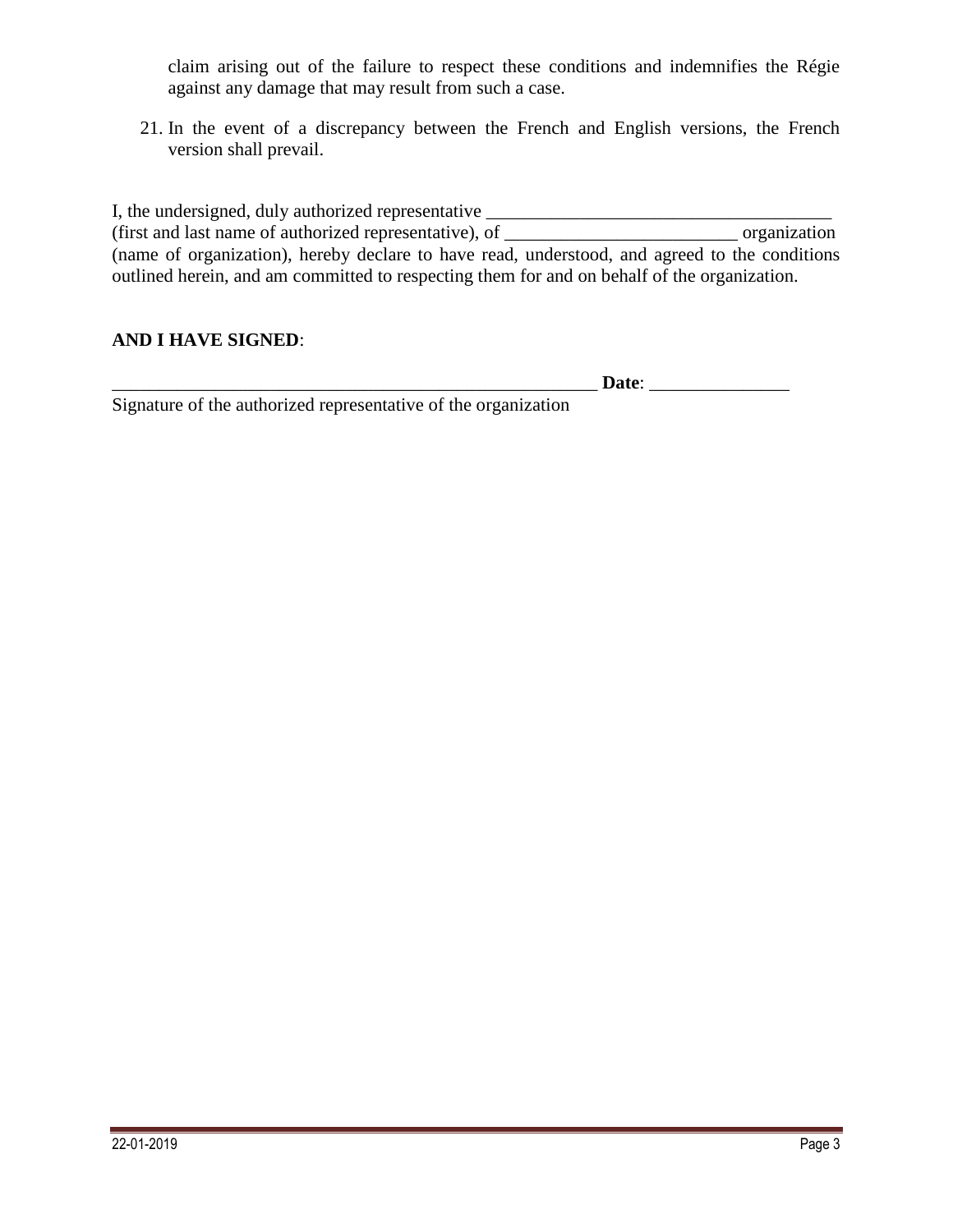claim arising out of the failure to respect these conditions and indemnifies the Régie against any damage that may result from such a case.

21. In the event of a discrepancy between the French and English versions, the French version shall prevail.

I, the undersigned, duly authorized representative _____________________________________ (first and last name of authorized representative), of _________________________ organization (name of organization), hereby declare to have read, understood, and agreed to the conditions outlined herein, and am committed to respecting them for and on behalf of the organization.

**AND I HAVE SIGNED**:

_____________________________________________________ **Date**: _______________
Signature of the authorized representative of the organization